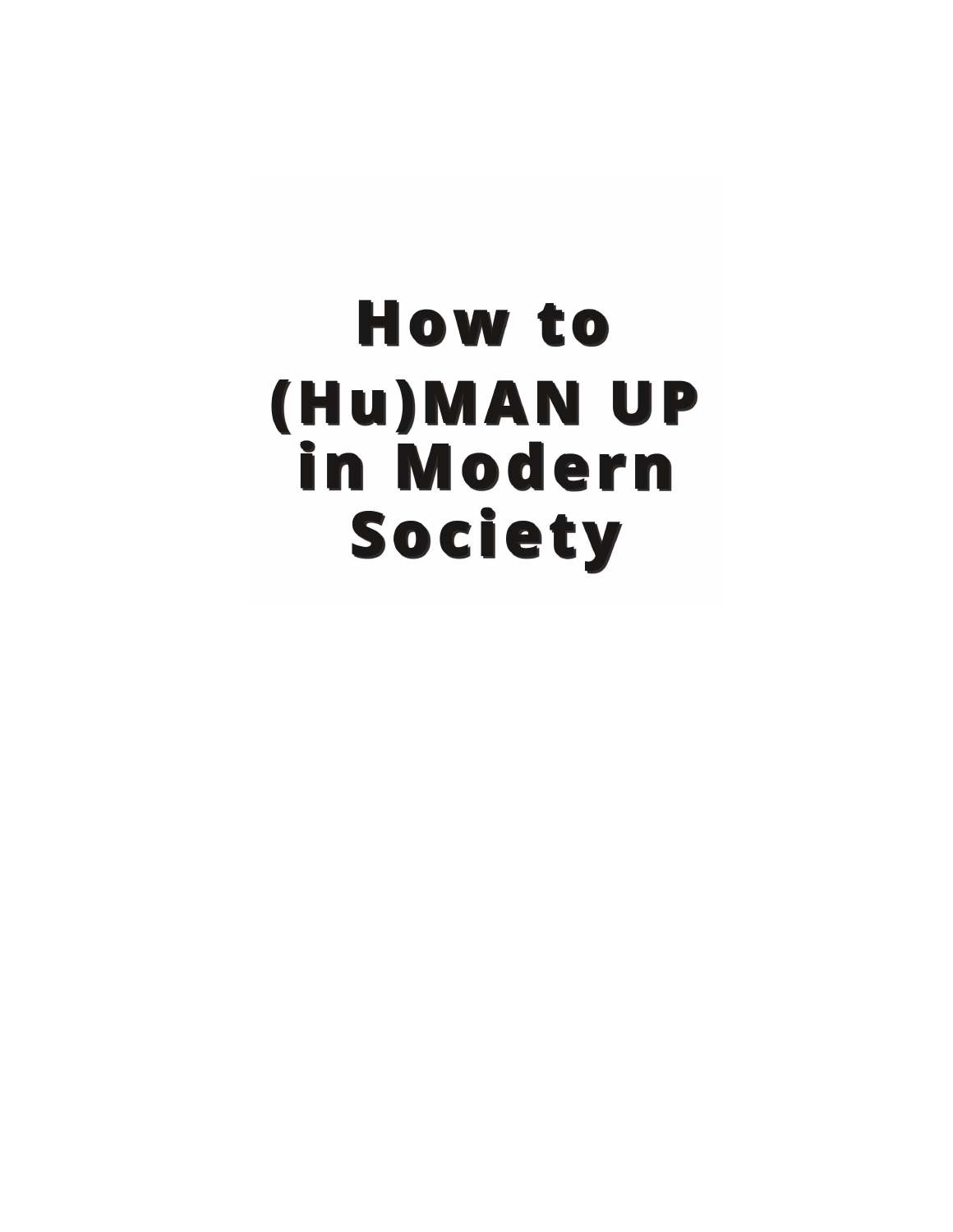# How to (Hu)MAN UP in Modern Society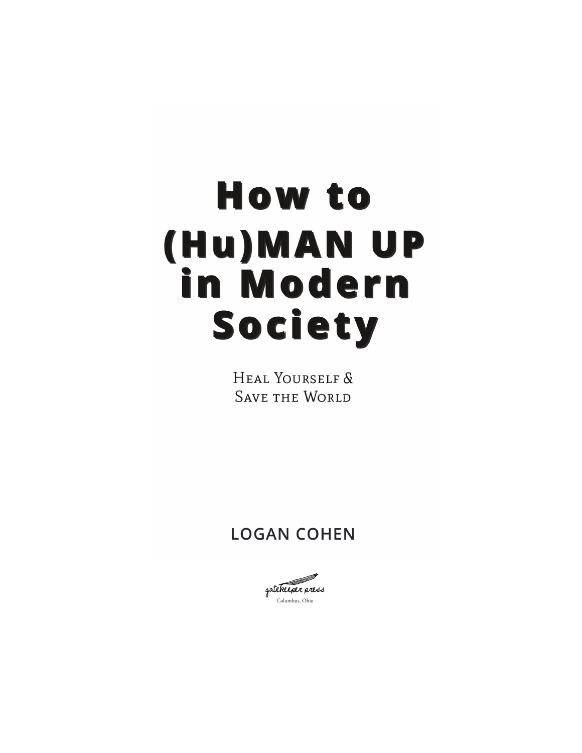# How to (Hu)MAN UP in Modern Society

## Heal Yourself & Save the World

**LOGAN COHEN**

gatekeeper press

Columbus, Ohio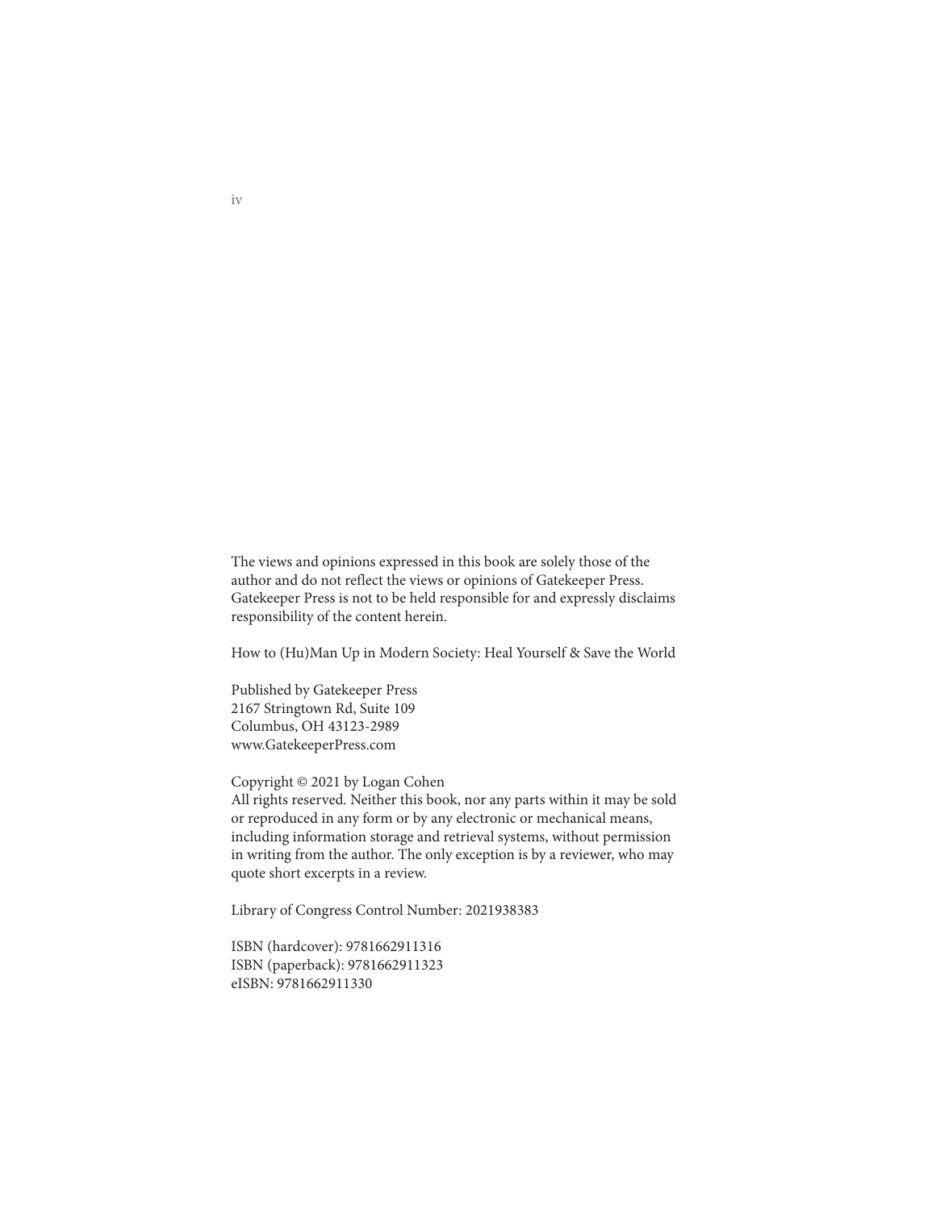The views and opinions expressed in this book are solely those of the author and do not reflect the views or opinions of Gatekeeper Press. Gatekeeper Press is not to be held responsible for and expressly disclaims responsibility of the content herein.

How to (Hu)Man Up in Modern Society: Heal Yourself & Save the World

Published by Gatekeeper Press  
2167 Stringtown Rd, Suite 109  
Columbus, OH 43123-2989  
www.GatekeeperPress.com

Copyright © 2021 by Logan Cohen  
All rights reserved. Neither this book, nor any parts within it may be sold or reproduced in any form or by any electronic or mechanical means, including information storage and retrieval systems, without permission in writing from the author. The only exception is by a reviewer, who may quote short excerpts in a review.

Library of Congress Control Number: 2021938383

ISBN (hardcover): 9781662911316  
ISBN (paperback): 9781662911323  
eISBN: 9781662911330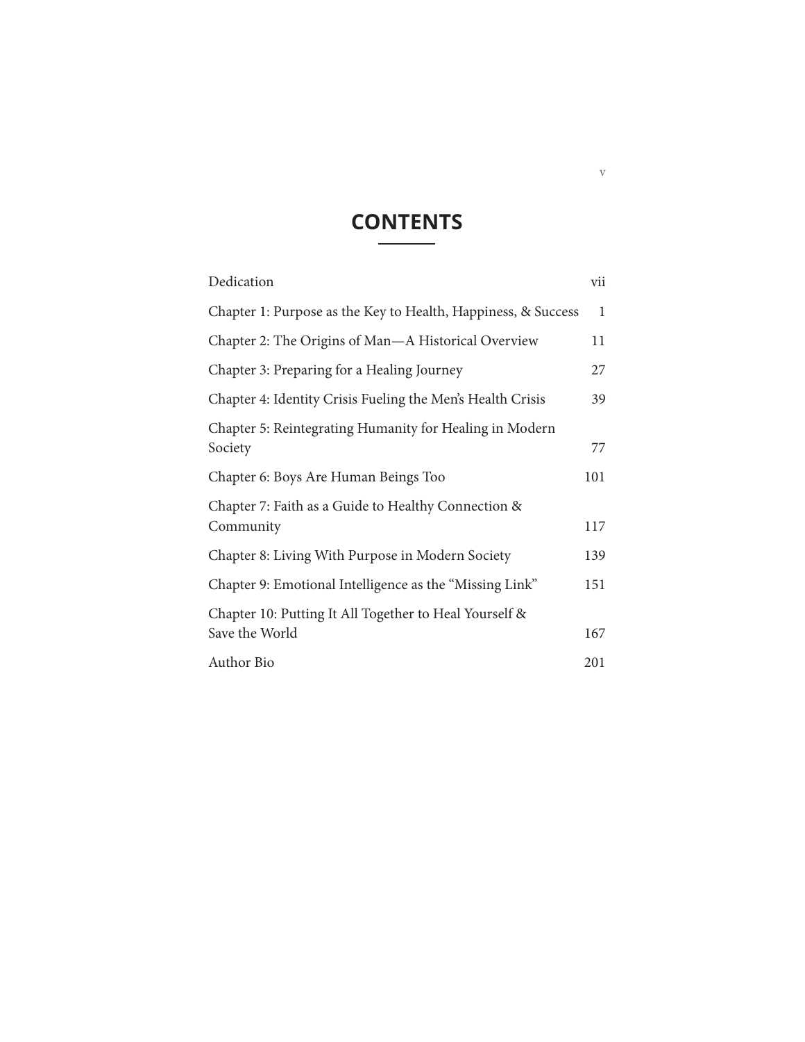# CONTENTS

| | |
|---|---|
| Dedication | vii |
| Chapter 1: Purpose as the Key to Health, Happiness, & Success | 1 |
| Chapter 2: The Origins of Man—A Historical Overview | 11 |
| Chapter 3: Preparing for a Healing Journey | 27 |
| Chapter 4: Identity Crisis Fueling the Men's Health Crisis | 39 |
| Chapter 5: Reintegrating Humanity for Healing in Modern Society | 77 |
| Chapter 6: Boys Are Human Beings Too | 101 |
| Chapter 7: Faith as a Guide to Healthy Connection & Community | 117 |
| Chapter 8: Living With Purpose in Modern Society | 139 |
| Chapter 9: Emotional Intelligence as the "Missing Link" | 151 |
| Chapter 10: Putting It All Together to Heal Yourself & Save the World | 167 |
| Author Bio | 201 |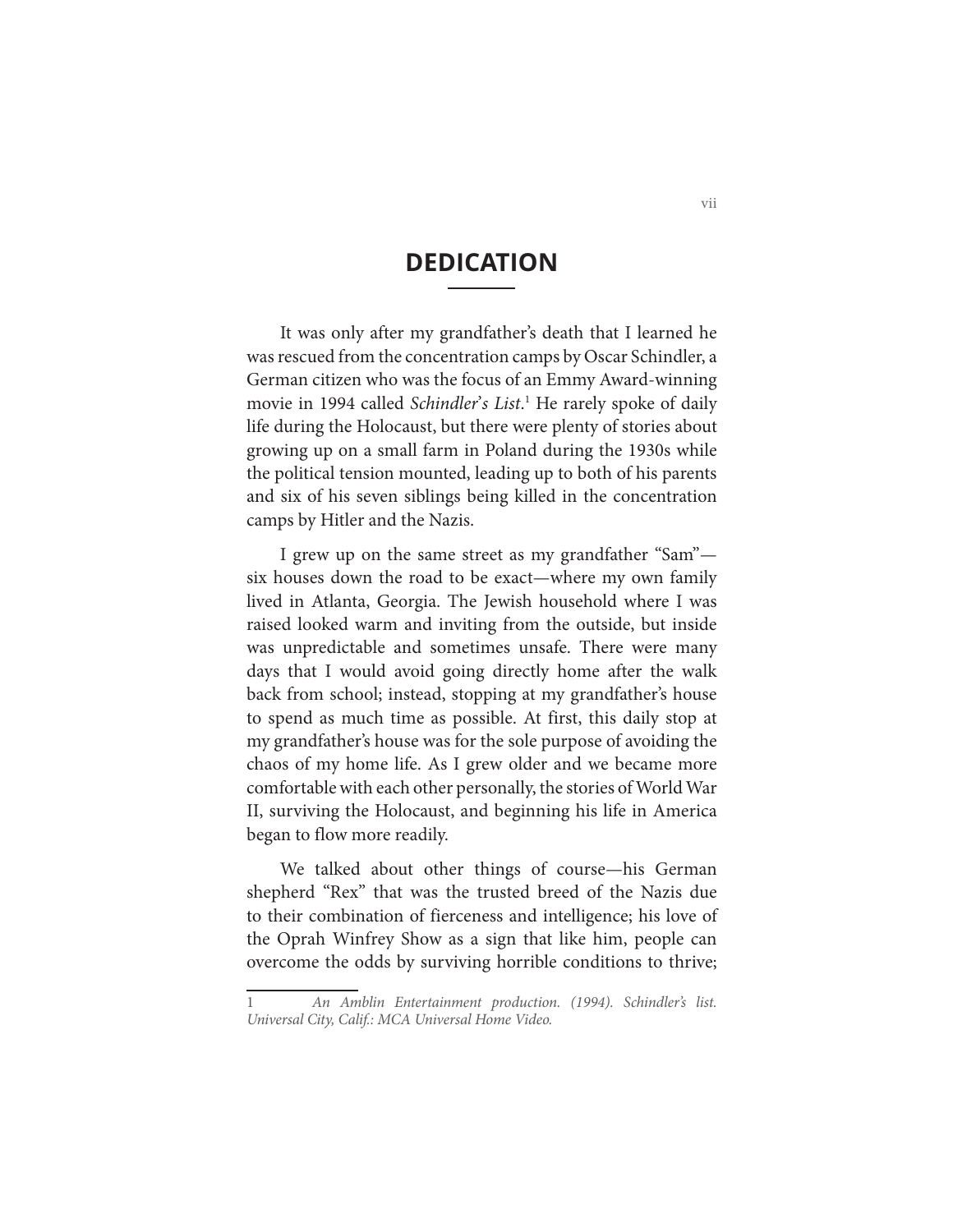# DEDICATION

It was only after my grandfather's death that I learned he was rescued from the concentration camps by Oscar Schindler, a German citizen who was the focus of an Emmy Award-winning movie in 1994 called *Schindler's List*.[1] He rarely spoke of daily life during the Holocaust, but there were plenty of stories about growing up on a small farm in Poland during the 1930s while the political tension mounted, leading up to both of his parents and six of his seven siblings being killed in the concentration camps by Hitler and the Nazis.

I grew up on the same street as my grandfather "Sam"—six houses down the road to be exact—where my own family lived in Atlanta, Georgia. The Jewish household where I was raised looked warm and inviting from the outside, but inside was unpredictable and sometimes unsafe. There were many days that I would avoid going directly home after the walk back from school; instead, stopping at my grandfather's house to spend as much time as possible. At first, this daily stop at my grandfather's house was for the sole purpose of avoiding the chaos of my home life. As I grew older and we became more comfortable with each other personally, the stories of World War II, surviving the Holocaust, and beginning his life in America began to flow more readily.

We talked about other things of course—his German shepherd "Rex" that was the trusted breed of the Nazis due to their combination of fierceness and intelligence; his love of the Oprah Winfrey Show as a sign that like him, people can overcome the odds by surviving horrible conditions to thrive;

---

1 *An Amblin Entertainment production. (1994). Schindler's list. Universal City, Calif.: MCA Universal Home Video.*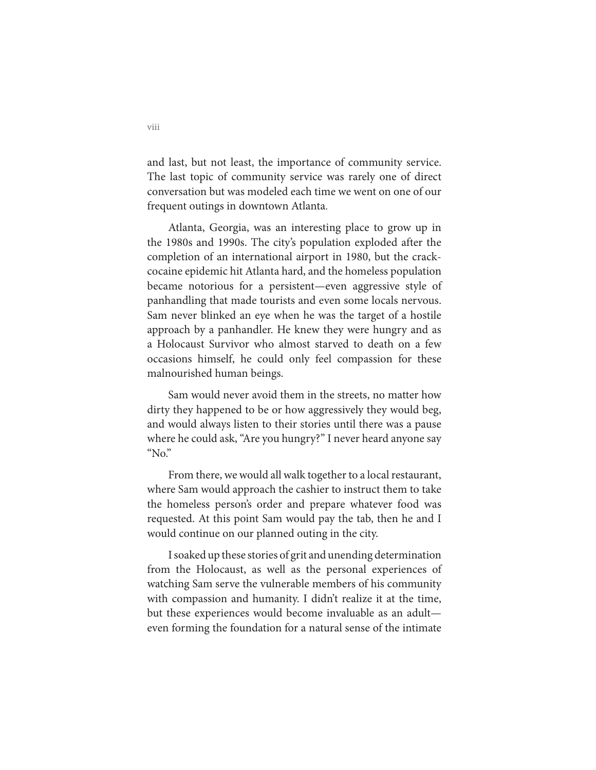and last, but not least, the importance of community service. The last topic of community service was rarely one of direct conversation but was modeled each time we went on one of our frequent outings in downtown Atlanta.

Atlanta, Georgia, was an interesting place to grow up in the 1980s and 1990s. The city's population exploded after the completion of an international airport in 1980, but the crack-cocaine epidemic hit Atlanta hard, and the homeless population became notorious for a persistent—even aggressive style of panhandling that made tourists and even some locals nervous. Sam never blinked an eye when he was the target of a hostile approach by a panhandler. He knew they were hungry and as a Holocaust Survivor who almost starved to death on a few occasions himself, he could only feel compassion for these malnourished human beings.

Sam would never avoid them in the streets, no matter how dirty they happened to be or how aggressively they would beg, and would always listen to their stories until there was a pause where he could ask, "Are you hungry?" I never heard anyone say "No."

From there, we would all walk together to a local restaurant, where Sam would approach the cashier to instruct them to take the homeless person's order and prepare whatever food was requested. At this point Sam would pay the tab, then he and I would continue on our planned outing in the city.

I soaked up these stories of grit and unending determination from the Holocaust, as well as the personal experiences of watching Sam serve the vulnerable members of his community with compassion and humanity. I didn't realize it at the time, but these experiences would become invaluable as an adult—even forming the foundation for a natural sense of the intimate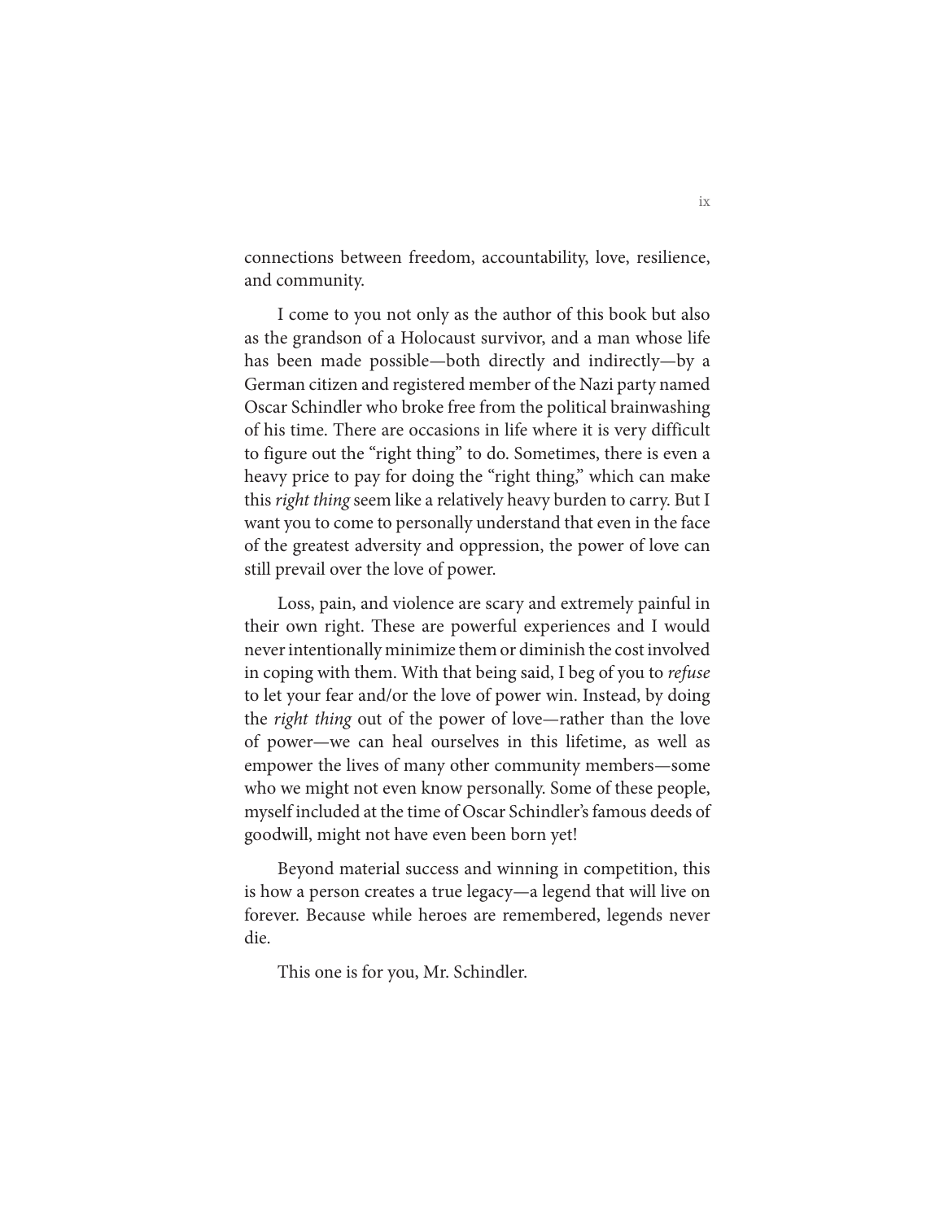connections between freedom, accountability, love, resilience, and community.

I come to you not only as the author of this book but also as the grandson of a Holocaust survivor, and a man whose life has been made possible—both directly and indirectly—by a German citizen and registered member of the Nazi party named Oscar Schindler who broke free from the political brainwashing of his time. There are occasions in life where it is very difficult to figure out the "right thing" to do. Sometimes, there is even a heavy price to pay for doing the "right thing," which can make this *right thing* seem like a relatively heavy burden to carry. But I want you to come to personally understand that even in the face of the greatest adversity and oppression, the power of love can still prevail over the love of power.

Loss, pain, and violence are scary and extremely painful in their own right. These are powerful experiences and I would never intentionally minimize them or diminish the cost involved in coping with them. With that being said, I beg of you to *refuse* to let your fear and/or the love of power win. Instead, by doing the *right thing* out of the power of love—rather than the love of power—we can heal ourselves in this lifetime, as well as empower the lives of many other community members—some who we might not even know personally. Some of these people, myself included at the time of Oscar Schindler's famous deeds of goodwill, might not have even been born yet!

Beyond material success and winning in competition, this is how a person creates a true legacy—a legend that will live on forever. Because while heroes are remembered, legends never die.

This one is for you, Mr. Schindler.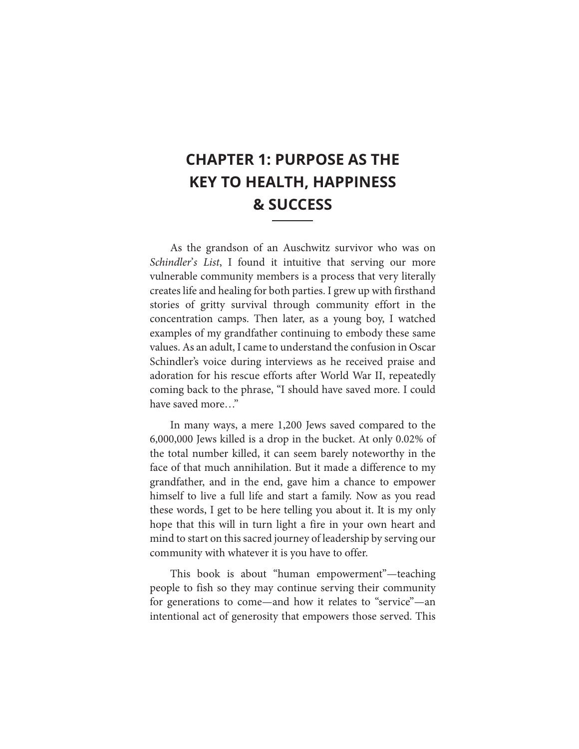# CHAPTER 1: PURPOSE AS THE KEY TO HEALTH, HAPPINESS & SUCCESS

As the grandson of an Auschwitz survivor who was on *Schindler's List*, I found it intuitive that serving our more vulnerable community members is a process that very literally creates life and healing for both parties. I grew up with firsthand stories of gritty survival through community effort in the concentration camps. Then later, as a young boy, I watched examples of my grandfather continuing to embody these same values. As an adult, I came to understand the confusion in Oscar Schindler's voice during interviews as he received praise and adoration for his rescue efforts after World War II, repeatedly coming back to the phrase, "I should have saved more. I could have saved more…"

In many ways, a mere 1,200 Jews saved compared to the 6,000,000 Jews killed is a drop in the bucket. At only 0.02% of the total number killed, it can seem barely noteworthy in the face of that much annihilation. But it made a difference to my grandfather, and in the end, gave him a chance to empower himself to live a full life and start a family. Now as you read these words, I get to be here telling you about it. It is my only hope that this will in turn light a fire in your own heart and mind to start on this sacred journey of leadership by serving our community with whatever it is you have to offer.

This book is about "human empowerment"—teaching people to fish so they may continue serving their community for generations to come—and how it relates to "service"—an intentional act of generosity that empowers those served. This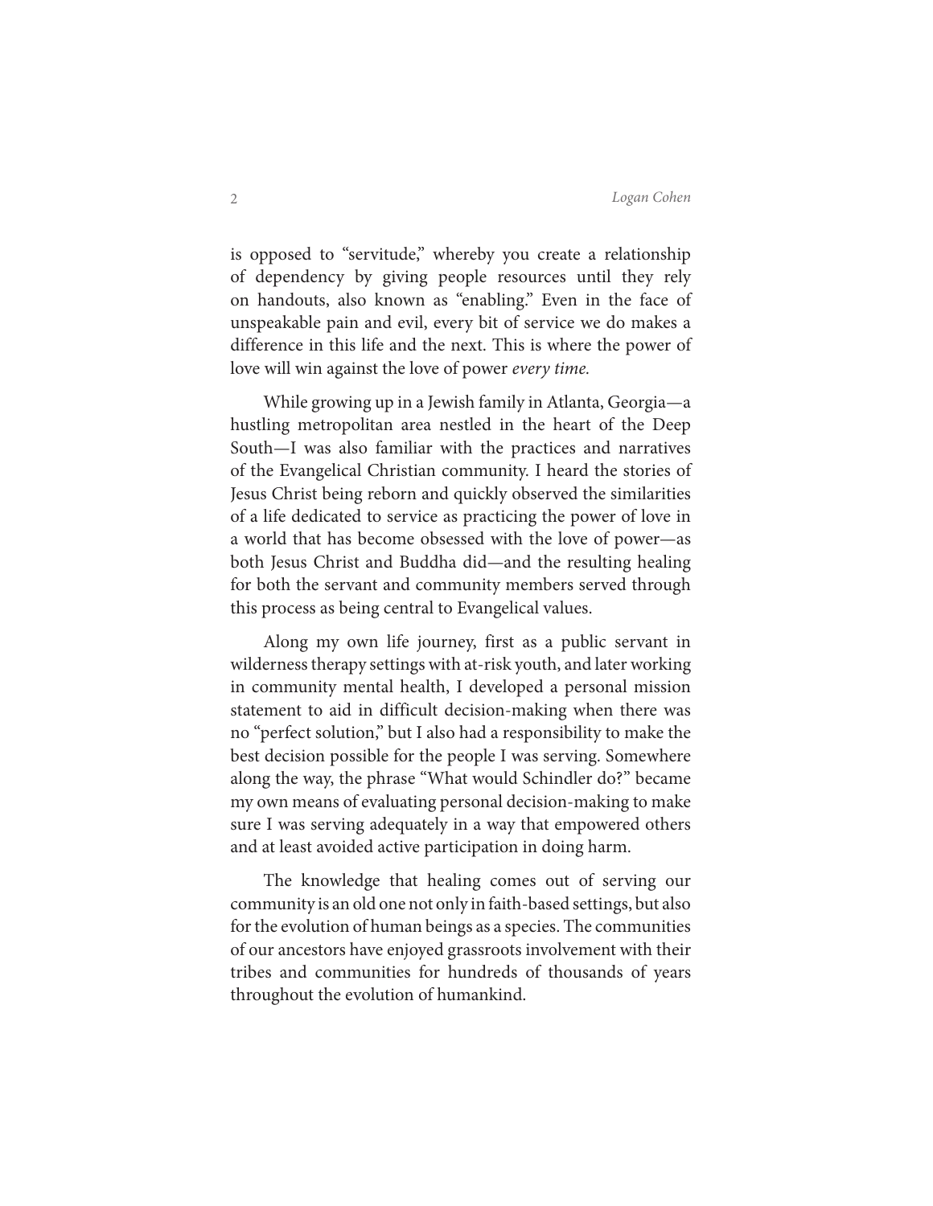is opposed to "servitude," whereby you create a relationship of dependency by giving people resources until they rely on handouts, also known as "enabling." Even in the face of unspeakable pain and evil, every bit of service we do makes a difference in this life and the next. This is where the power of love will win against the love of power *every time.*

While growing up in a Jewish family in Atlanta, Georgia—a hustling metropolitan area nestled in the heart of the Deep South—I was also familiar with the practices and narratives of the Evangelical Christian community. I heard the stories of Jesus Christ being reborn and quickly observed the similarities of a life dedicated to service as practicing the power of love in a world that has become obsessed with the love of power—as both Jesus Christ and Buddha did—and the resulting healing for both the servant and community members served through this process as being central to Evangelical values.

Along my own life journey, first as a public servant in wilderness therapy settings with at-risk youth, and later working in community mental health, I developed a personal mission statement to aid in difficult decision-making when there was no "perfect solution," but I also had a responsibility to make the best decision possible for the people I was serving. Somewhere along the way, the phrase "What would Schindler do?" became my own means of evaluating personal decision-making to make sure I was serving adequately in a way that empowered others and at least avoided active participation in doing harm.

The knowledge that healing comes out of serving our community is an old one not only in faith-based settings, but also for the evolution of human beings as a species. The communities of our ancestors have enjoyed grassroots involvement with their tribes and communities for hundreds of thousands of years throughout the evolution of humankind.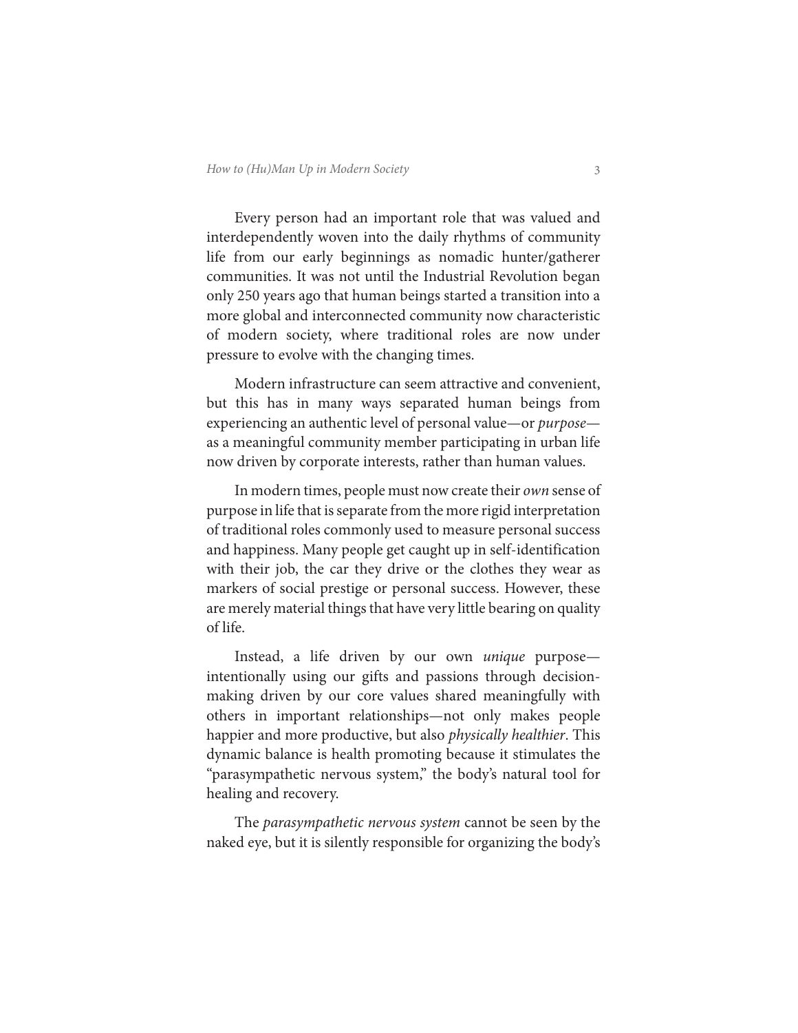Every person had an important role that was valued and interdependently woven into the daily rhythms of community life from our early beginnings as nomadic hunter/gatherer communities. It was not until the Industrial Revolution began only 250 years ago that human beings started a transition into a more global and interconnected community now characteristic of modern society, where traditional roles are now under pressure to evolve with the changing times.

Modern infrastructure can seem attractive and convenient, but this has in many ways separated human beings from experiencing an authentic level of personal value—or *purpose*—as a meaningful community member participating in urban life now driven by corporate interests, rather than human values.

In modern times, people must now create their *own* sense of purpose in life that is separate from the more rigid interpretation of traditional roles commonly used to measure personal success and happiness. Many people get caught up in self-identification with their job, the car they drive or the clothes they wear as markers of social prestige or personal success. However, these are merely material things that have very little bearing on quality of life.

Instead, a life driven by our own *unique* purpose—intentionally using our gifts and passions through decision-making driven by our core values shared meaningfully with others in important relationships—not only makes people happier and more productive, but also *physically healthier*. This dynamic balance is health promoting because it stimulates the "parasympathetic nervous system," the body's natural tool for healing and recovery.

The *parasympathetic nervous system* cannot be seen by the naked eye, but it is silently responsible for organizing the body's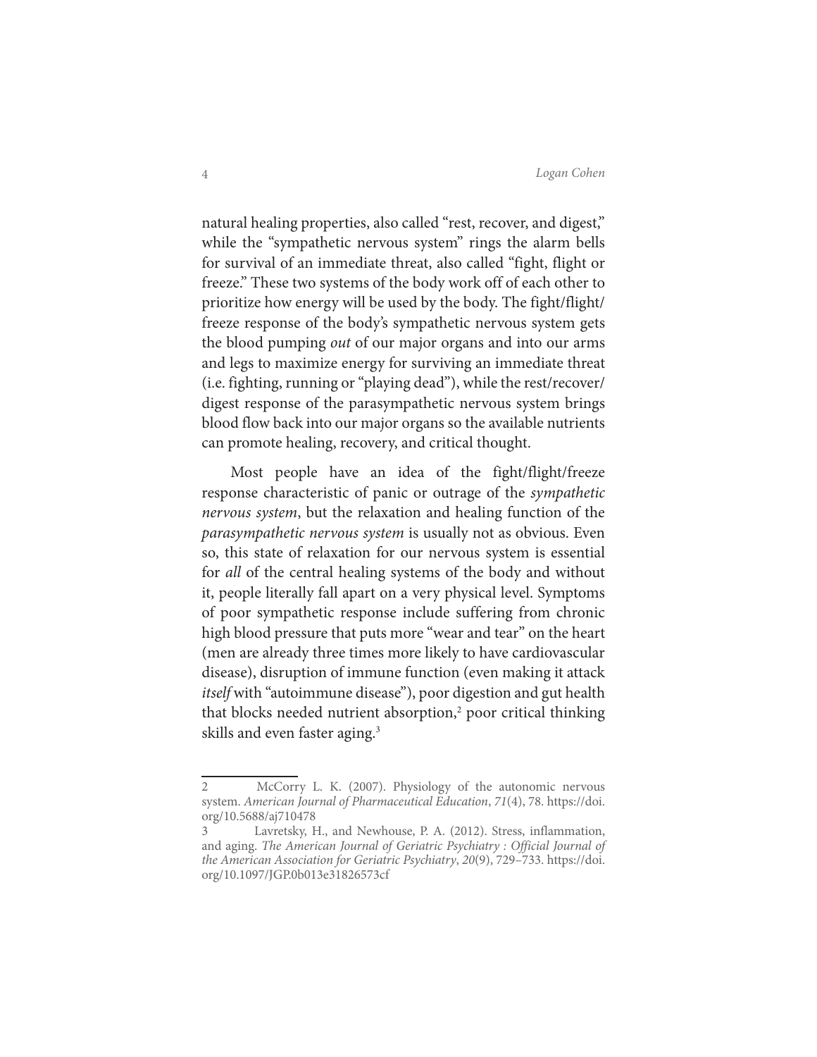natural healing properties, also called "rest, recover, and digest," while the "sympathetic nervous system" rings the alarm bells for survival of an immediate threat, also called "fight, flight or freeze." These two systems of the body work off of each other to prioritize how energy will be used by the body. The fight/flight/freeze response of the body's sympathetic nervous system gets the blood pumping *out* of our major organs and into our arms and legs to maximize energy for surviving an immediate threat (i.e. fighting, running or "playing dead"), while the rest/recover/digest response of the parasympathetic nervous system brings blood flow back into our major organs so the available nutrients can promote healing, recovery, and critical thought.

Most people have an idea of the fight/flight/freeze response characteristic of panic or outrage of the *sympathetic nervous system*, but the relaxation and healing function of the *parasympathetic nervous system* is usually not as obvious. Even so, this state of relaxation for our nervous system is essential for *all* of the central healing systems of the body and without it, people literally fall apart on a very physical level. Symptoms of poor sympathetic response include suffering from chronic high blood pressure that puts more "wear and tear" on the heart (men are already three times more likely to have cardiovascular disease), disruption of immune function (even making it attack *itself* with "autoimmune disease"), poor digestion and gut health that blocks needed nutrient absorption,[2] poor critical thinking skills and even faster aging.[3]

---

2 McCorry L. K. (2007). Physiology of the autonomic nervous system. *American Journal of Pharmaceutical Education*, *71*(4), 78. https://doi.org/10.5688/aj710478

3 Lavretsky, H., and Newhouse, P. A. (2012). Stress, inflammation, and aging. *The American Journal of Geriatric Psychiatry : Official Journal of the American Association for Geriatric Psychiatry*, *20*(9), 729–733. https://doi.org/10.1097/JGP.0b013e31826573cf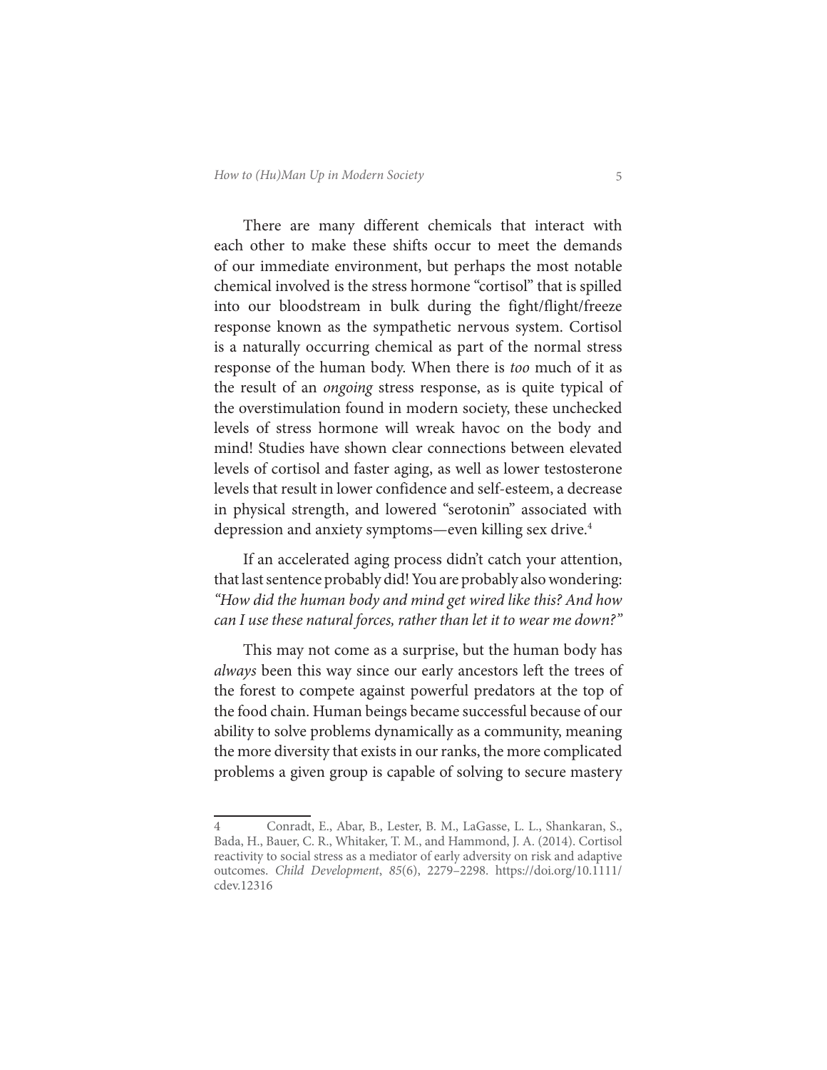There are many different chemicals that interact with each other to make these shifts occur to meet the demands of our immediate environment, but perhaps the most notable chemical involved is the stress hormone "cortisol" that is spilled into our bloodstream in bulk during the fight/flight/freeze response known as the sympathetic nervous system. Cortisol is a naturally occurring chemical as part of the normal stress response of the human body. When there is *too* much of it as the result of an *ongoing* stress response, as is quite typical of the overstimulation found in modern society, these unchecked levels of stress hormone will wreak havoc on the body and mind! Studies have shown clear connections between elevated levels of cortisol and faster aging, as well as lower testosterone levels that result in lower confidence and self-esteem, a decrease in physical strength, and lowered "serotonin" associated with depression and anxiety symptoms—even killing sex drive.[4]

If an accelerated aging process didn't catch your attention, that last sentence probably did! You are probably also wondering: *"How did the human body and mind get wired like this? And how can I use these natural forces, rather than let it to wear me down?"*

This may not come as a surprise, but the human body has *always* been this way since our early ancestors left the trees of the forest to compete against powerful predators at the top of the food chain. Human beings became successful because of our ability to solve problems dynamically as a community, meaning the more diversity that exists in our ranks, the more complicated problems a given group is capable of solving to secure mastery

---

4 Conradt, E., Abar, B., Lester, B. M., LaGasse, L. L., Shankaran, S., Bada, H., Bauer, C. R., Whitaker, T. M., and Hammond, J. A. (2014). Cortisol reactivity to social stress as a mediator of early adversity on risk and adaptive outcomes. *Child Development*, *85*(6), 2279–2298. https://doi.org/10.1111/cdev.12316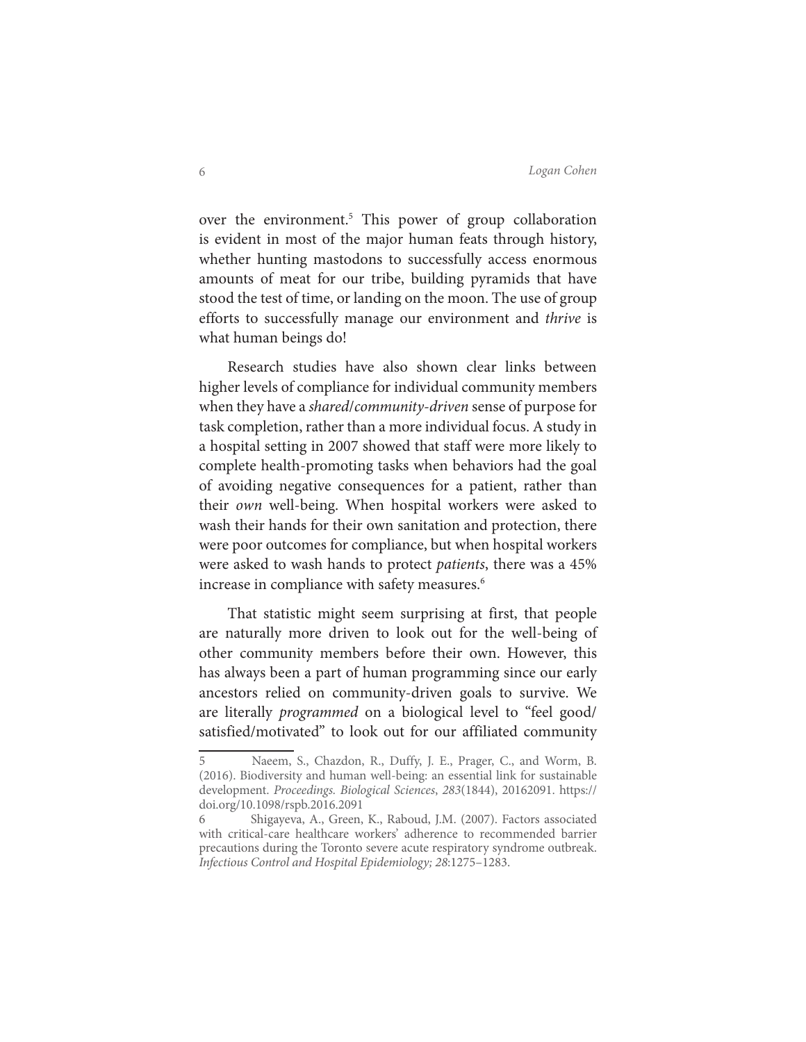over the environment.[5] This power of group collaboration is evident in most of the major human feats through history, whether hunting mastodons to successfully access enormous amounts of meat for our tribe, building pyramids that have stood the test of time, or landing on the moon. The use of group efforts to successfully manage our environment and *thrive* is what human beings do!

Research studies have also shown clear links between higher levels of compliance for individual community members when they have a *shared/community-driven* sense of purpose for task completion, rather than a more individual focus. A study in a hospital setting in 2007 showed that staff were more likely to complete health-promoting tasks when behaviors had the goal of avoiding negative consequences for a patient, rather than their *own* well-being. When hospital workers were asked to wash their hands for their own sanitation and protection, there were poor outcomes for compliance, but when hospital workers were asked to wash hands to protect *patients*, there was a 45% increase in compliance with safety measures.[6]

That statistic might seem surprising at first, that people are naturally more driven to look out for the well-being of other community members before their own. However, this has always been a part of human programming since our early ancestors relied on community-driven goals to survive. We are literally *programmed* on a biological level to "feel good/ satisfied/motivated" to look out for our affiliated community

---

5 Naeem, S., Chazdon, R., Duffy, J. E., Prager, C., and Worm, B. (2016). Biodiversity and human well-being: an essential link for sustainable development. *Proceedings. Biological Sciences*, *283*(1844), 20162091. https://doi.org/10.1098/rspb.2016.2091

6 Shigayeva, A., Green, K., Raboud, J.M. (2007). Factors associated with critical-care healthcare workers' adherence to recommended barrier precautions during the Toronto severe acute respiratory syndrome outbreak. *Infectious Control and Hospital Epidemiology; 28*:1275–1283.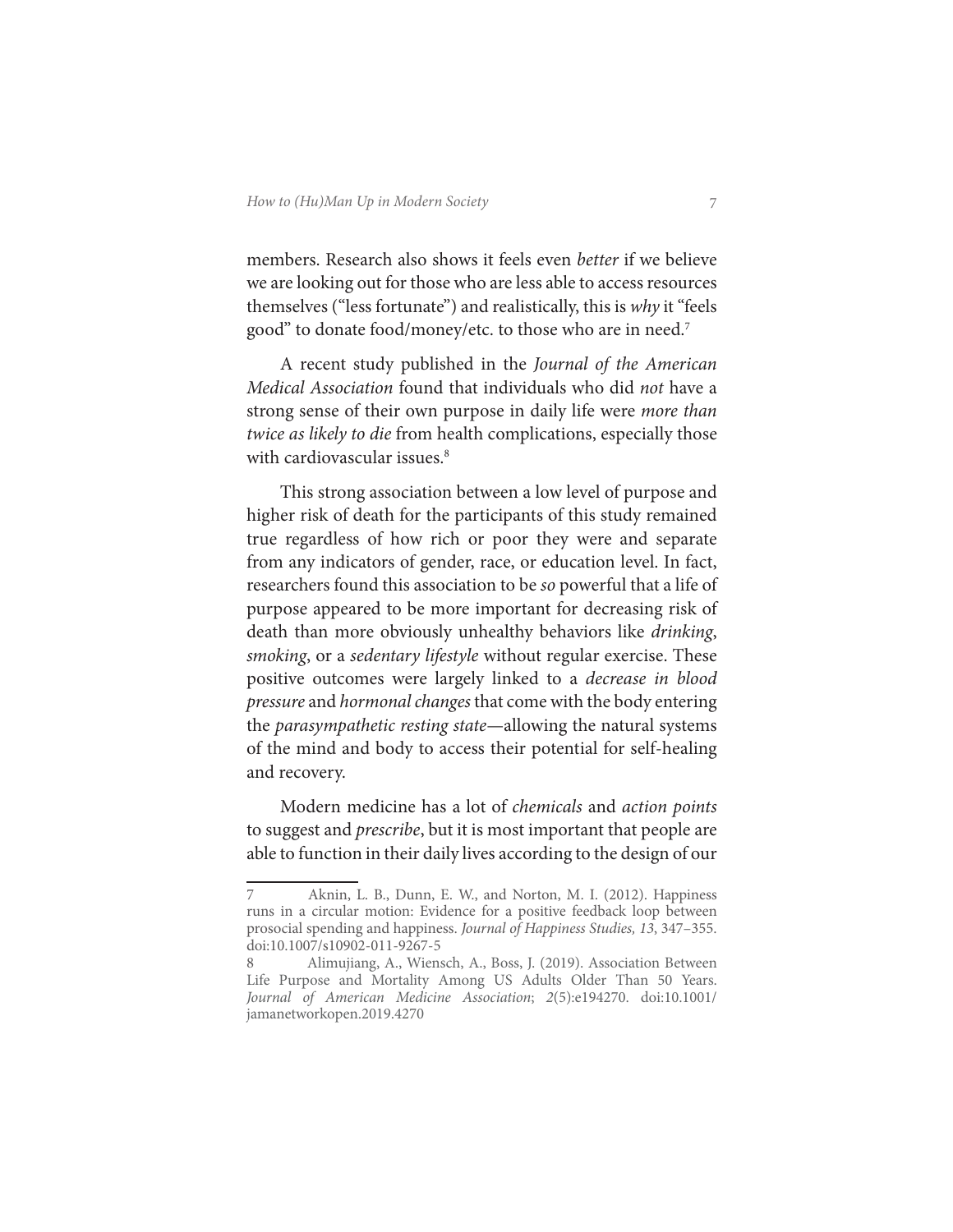members. Research also shows it feels even *better* if we believe we are looking out for those who are less able to access resources themselves ("less fortunate") and realistically, this is *why* it "feels good" to donate food/money/etc. to those who are in need.[7]

A recent study published in the *Journal of the American Medical Association* found that individuals who did *not* have a strong sense of their own purpose in daily life were *more than twice as likely to die* from health complications, especially those with cardiovascular issues.[8]

This strong association between a low level of purpose and higher risk of death for the participants of this study remained true regardless of how rich or poor they were and separate from any indicators of gender, race, or education level. In fact, researchers found this association to be *so* powerful that a life of purpose appeared to be more important for decreasing risk of death than more obviously unhealthy behaviors like *drinking*, *smoking*, or a *sedentary lifestyle* without regular exercise. These positive outcomes were largely linked to a *decrease in blood pressure* and *hormonal changes* that come with the body entering the *parasympathetic resting state*—allowing the natural systems of the mind and body to access their potential for self-healing and recovery.

Modern medicine has a lot of *chemicals* and *action points* to suggest and *prescribe*, but it is most important that people are able to function in their daily lives according to the design of our

---

7 Aknin, L. B., Dunn, E. W., and Norton, M. I. (2012). Happiness runs in a circular motion: Evidence for a positive feedback loop between prosocial spending and happiness. *Journal of Happiness Studies, 13*, 347–355. doi:10.1007/s10902-011-9267-5

8 Alimujiang, A., Wiensch, A., Boss, J. (2019). Association Between Life Purpose and Mortality Among US Adults Older Than 50 Years. *Journal of American Medicine Association*; *2*(5):e194270. doi:10.1001/jamanetworkopen.2019.4270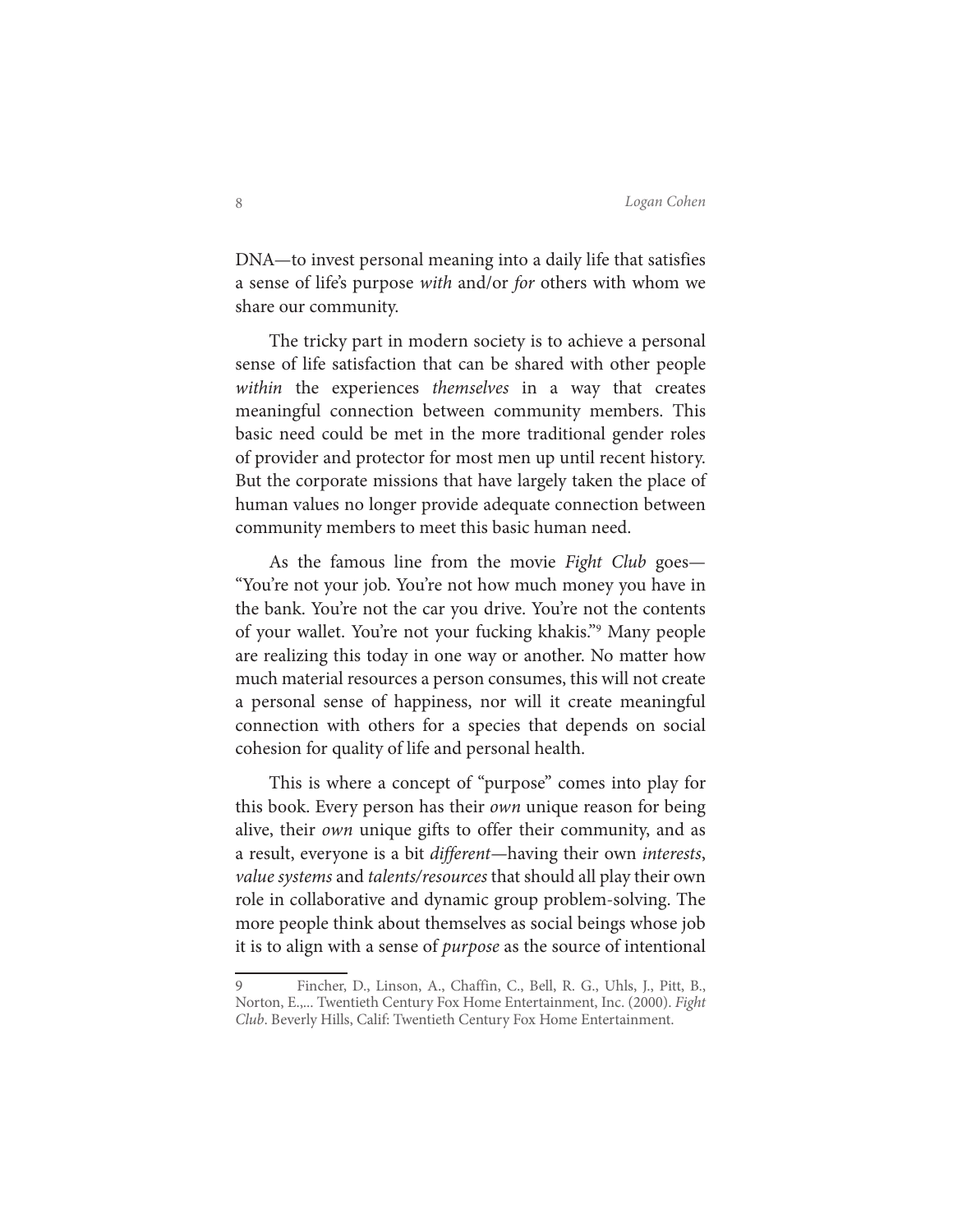DNA—to invest personal meaning into a daily life that satisfies a sense of life's purpose *with* and/or *for* others with whom we share our community.

The tricky part in modern society is to achieve a personal sense of life satisfaction that can be shared with other people *within* the experiences *themselves* in a way that creates meaningful connection between community members. This basic need could be met in the more traditional gender roles of provider and protector for most men up until recent history. But the corporate missions that have largely taken the place of human values no longer provide adequate connection between community members to meet this basic human need.

As the famous line from the movie *Fight Club* goes—"You're not your job. You're not how much money you have in the bank. You're not the car you drive. You're not the contents of your wallet. You're not your fucking khakis."[9] Many people are realizing this today in one way or another. No matter how much material resources a person consumes, this will not create a personal sense of happiness, nor will it create meaningful connection with others for a species that depends on social cohesion for quality of life and personal health.

This is where a concept of "purpose" comes into play for this book. Every person has their *own* unique reason for being alive, their *own* unique gifts to offer their community, and as a result, everyone is a bit *different*—having their own *interests*, *value systems* and *talents/resources* that should all play their own role in collaborative and dynamic group problem-solving. The more people think about themselves as social beings whose job it is to align with a sense of *purpose* as the source of intentional

---

9 Fincher, D., Linson, A., Chaffin, C., Bell, R. G., Uhls, J., Pitt, B., Norton, E.,... Twentieth Century Fox Home Entertainment, Inc. (2000). *Fight Club*. Beverly Hills, Calif: Twentieth Century Fox Home Entertainment.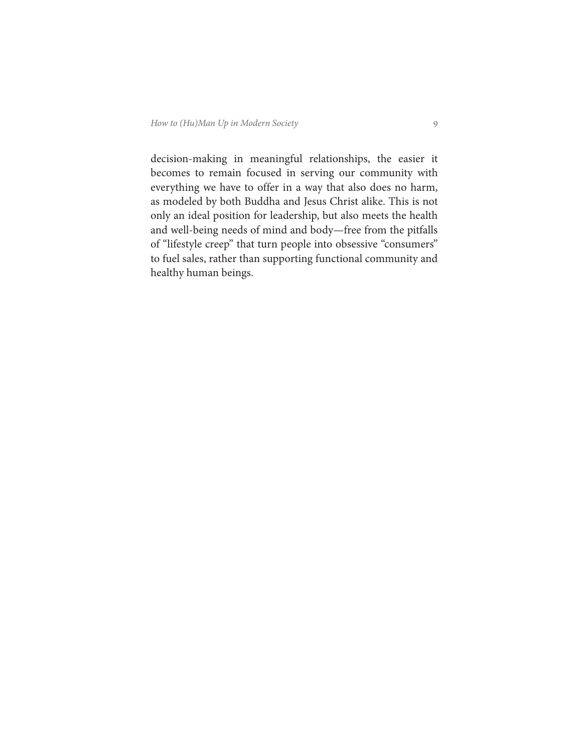decision-making in meaningful relationships, the easier it becomes to remain focused in serving our community with everything we have to offer in a way that also does no harm, as modeled by both Buddha and Jesus Christ alike. This is not only an ideal position for leadership, but also meets the health and well-being needs of mind and body—free from the pitfalls of "lifestyle creep" that turn people into obsessive "consumers" to fuel sales, rather than supporting functional community and healthy human beings.